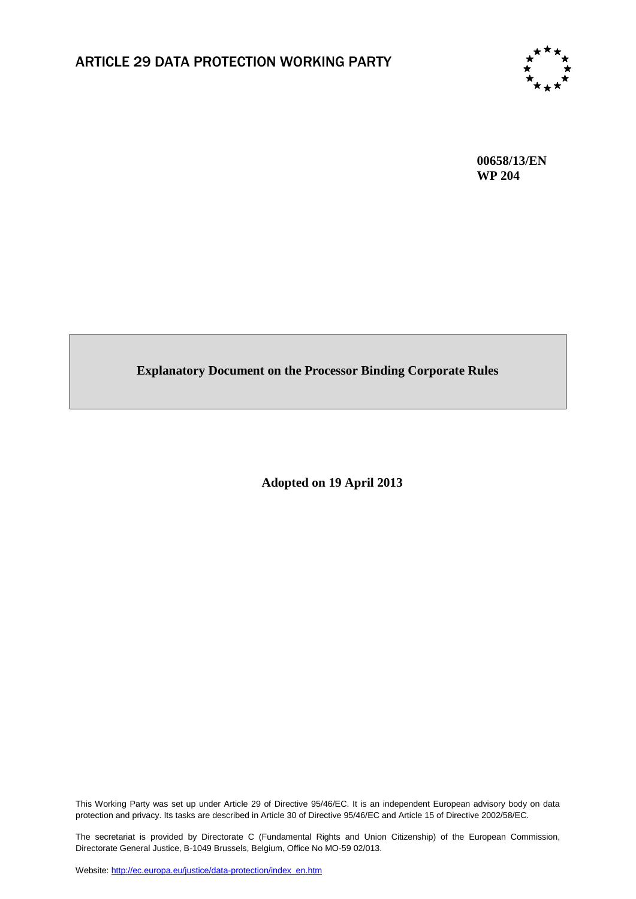# ARTICLE 29 DATA PROTECTION WORKING PARTY

**00658/13/EN**
**WP 204**

## Explanatory Document on the Processor Binding Corporate Rules

**Adopted on 19 April 2013**

This Working Party was set up under Article 29 of Directive 95/46/EC. It is an independent European advisory body on data protection and privacy. Its tasks are described in Article 30 of Directive 95/46/EC and Article 15 of Directive 2002/58/EC.

The secretariat is provided by Directorate C (Fundamental Rights and Union Citizenship) of the European Commission, Directorate General Justice, B-1049 Brussels, Belgium, Office No MO-59 02/013.

Website: http://ec.europa.eu/justice/data-protection/index_en.htm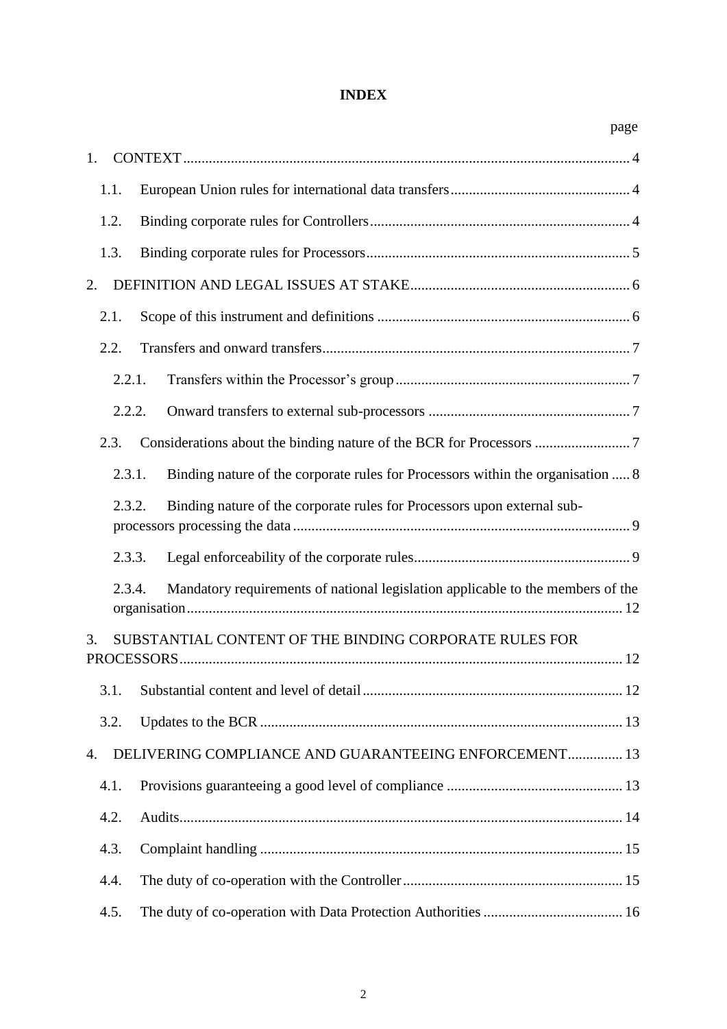# INDEX

| | page |
|---|---|
| 1. CONTEXT | 4 |
| 1.1. European Union rules for international data transfers | 4 |
| 1.2. Binding corporate rules for Controllers | 4 |
| 1.3. Binding corporate rules for Processors | 5 |
| 2. DEFINITION AND LEGAL ISSUES AT STAKE | 6 |
| 2.1. Scope of this instrument and definitions | 6 |
| 2.2. Transfers and onward transfers | 7 |
| 2.2.1. Transfers within the Processor's group | 7 |
| 2.2.2. Onward transfers to external sub-processors | 7 |
| 2.3. Considerations about the binding nature of the BCR for Processors | 7 |
| 2.3.1. Binding nature of the corporate rules for Processors within the organisation | 8 |
| 2.3.2. Binding nature of the corporate rules for Processors upon external sub-processors processing the data | 9 |
| 2.3.3. Legal enforceability of the corporate rules | 9 |
| 2.3.4. Mandatory requirements of national legislation applicable to the members of the organisation | 12 |
| 3. SUBSTANTIAL CONTENT OF THE BINDING CORPORATE RULES FOR PROCESSORS | 12 |
| 3.1. Substantial content and level of detail | 12 |
| 3.2. Updates to the BCR | 13 |
| 4. DELIVERING COMPLIANCE AND GUARANTEEING ENFORCEMENT | 13 |
| 4.1. Provisions guaranteeing a good level of compliance | 13 |
| 4.2. Audits | 14 |
| 4.3. Complaint handling | 15 |
| 4.4. The duty of co-operation with the Controller | 15 |
| 4.5. The duty of co-operation with Data Protection Authorities | 16 |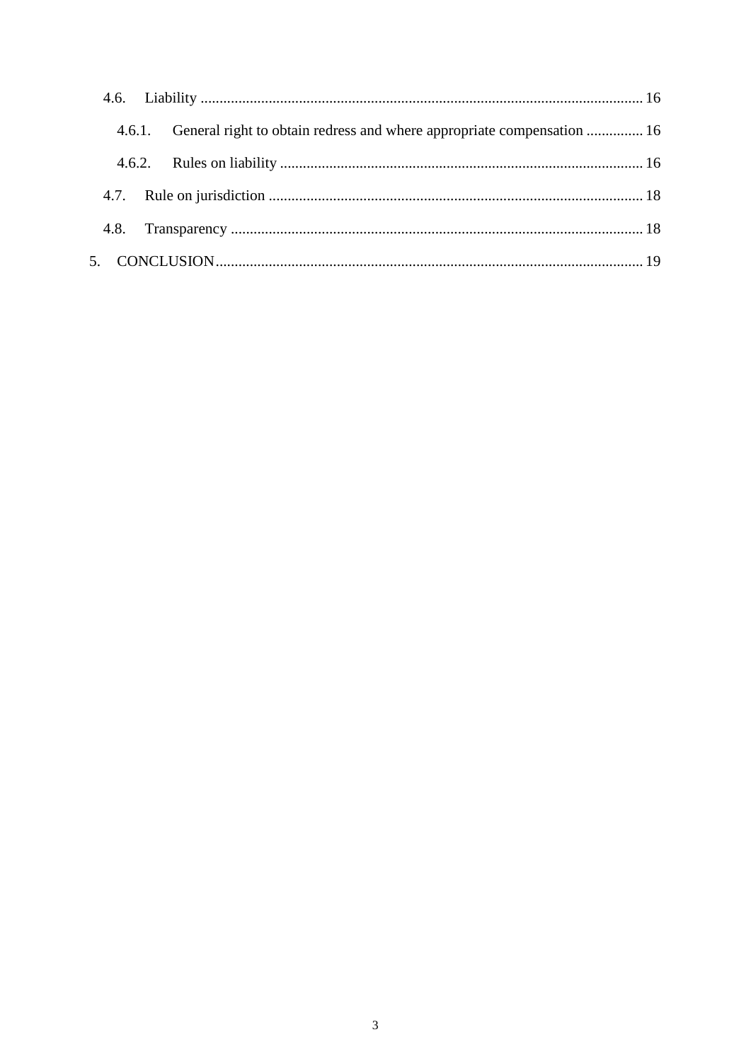- 4.6. Liability ..... 16
  - 4.6.1. General right to obtain redress and where appropriate compensation ..... 16
  - 4.6.2. Rules on liability ..... 16
- 4.7. Rule on jurisdiction ..... 18
- 4.8. Transparency ..... 18

5. CONCLUSION ..... 19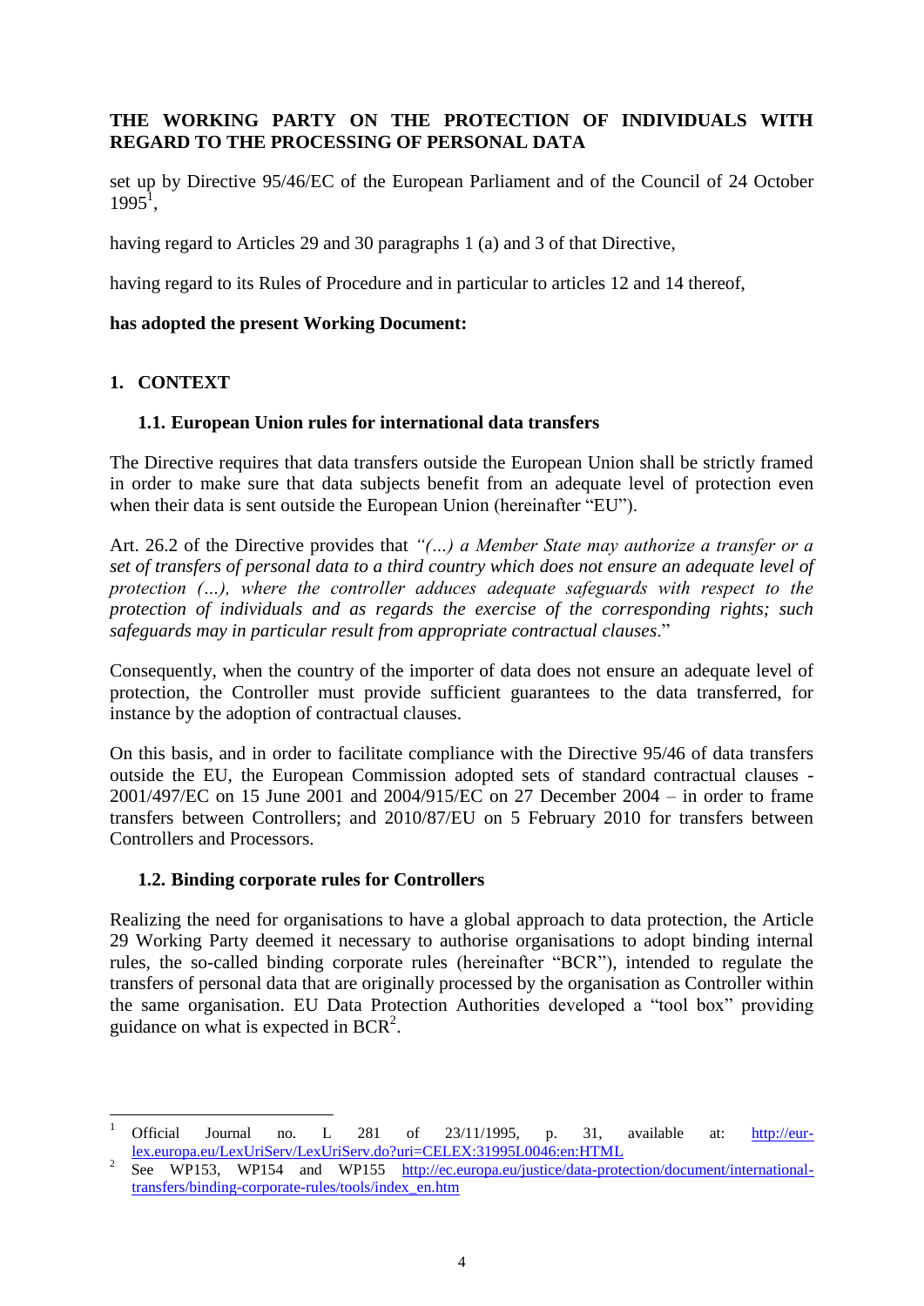**THE WORKING PARTY ON THE PROTECTION OF INDIVIDUALS WITH REGARD TO THE PROCESSING OF PERSONAL DATA**

set up by Directive 95/46/EC of the European Parliament and of the Council of 24 October 1995[1],

having regard to Articles 29 and 30 paragraphs 1 (a) and 3 of that Directive,

having regard to its Rules of Procedure and in particular to articles 12 and 14 thereof,

**has adopted the present Working Document:**

## 1. CONTEXT

### 1.1. European Union rules for international data transfers

The Directive requires that data transfers outside the European Union shall be strictly framed in order to make sure that data subjects benefit from an adequate level of protection even when their data is sent outside the European Union (hereinafter "EU").

Art. 26.2 of the Directive provides that *"(...) a Member State may authorize a transfer or a set of transfers of personal data to a third country which does not ensure an adequate level of protection (...), where the controller adduces adequate safeguards with respect to the protection of individuals and as regards the exercise of the corresponding rights; such safeguards may in particular result from appropriate contractual clauses*."

Consequently, when the country of the importer of data does not ensure an adequate level of protection, the Controller must provide sufficient guarantees to the data transferred, for instance by the adoption of contractual clauses.

On this basis, and in order to facilitate compliance with the Directive 95/46 of data transfers outside the EU, the European Commission adopted sets of standard contractual clauses - 2001/497/EC on 15 June 2001 and 2004/915/EC on 27 December 2004 – in order to frame transfers between Controllers; and 2010/87/EU on 5 February 2010 for transfers between Controllers and Processors.

### 1.2. Binding corporate rules for Controllers

Realizing the need for organisations to have a global approach to data protection, the Article 29 Working Party deemed it necessary to authorise organisations to adopt binding internal rules, the so-called binding corporate rules (hereinafter "BCR"), intended to regulate the transfers of personal data that are originally processed by the organisation as Controller within the same organisation. EU Data Protection Authorities developed a "tool box" providing guidance on what is expected in BCR[2].

---

[1] Official Journal no. L 281 of 23/11/1995, p. 31, available at: http://eur-lex.europa.eu/LexUriServ/LexUriServ.do?uri=CELEX:31995L0046:en:HTML

[2] See WP153, WP154 and WP155 http://ec.europa.eu/justice/data-protection/document/international-transfers/binding-corporate-rules/tools/index_en.htm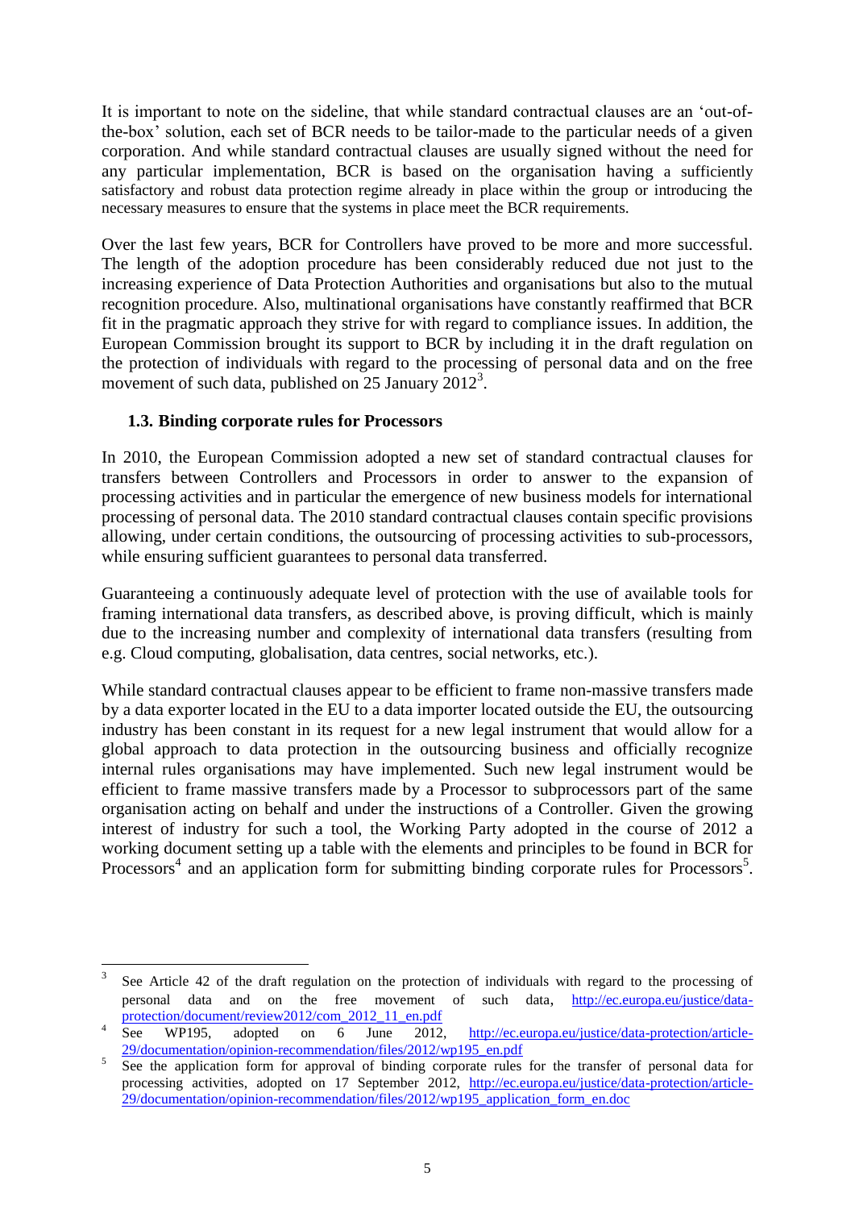It is important to note on the sideline, that while standard contractual clauses are an 'out-of-the-box' solution, each set of BCR needs to be tailor-made to the particular needs of a given corporation. And while standard contractual clauses are usually signed without the need for any particular implementation, BCR is based on the organisation having a sufficiently satisfactory and robust data protection regime already in place within the group or introducing the necessary measures to ensure that the systems in place meet the BCR requirements.

Over the last few years, BCR for Controllers have proved to be more and more successful. The length of the adoption procedure has been considerably reduced due not just to the increasing experience of Data Protection Authorities and organisations but also to the mutual recognition procedure. Also, multinational organisations have constantly reaffirmed that BCR fit in the pragmatic approach they strive for with regard to compliance issues. In addition, the European Commission brought its support to BCR by including it in the draft regulation on the protection of individuals with regard to the processing of personal data and on the free movement of such data, published on 25 January 2012[3].

### 1.3. Binding corporate rules for Processors

In 2010, the European Commission adopted a new set of standard contractual clauses for transfers between Controllers and Processors in order to answer to the expansion of processing activities and in particular the emergence of new business models for international processing of personal data. The 2010 standard contractual clauses contain specific provisions allowing, under certain conditions, the outsourcing of processing activities to sub-processors, while ensuring sufficient guarantees to personal data transferred.

Guaranteeing a continuously adequate level of protection with the use of available tools for framing international data transfers, as described above, is proving difficult, which is mainly due to the increasing number and complexity of international data transfers (resulting from e.g. Cloud computing, globalisation, data centres, social networks, etc.).

While standard contractual clauses appear to be efficient to frame non-massive transfers made by a data exporter located in the EU to a data importer located outside the EU, the outsourcing industry has been constant in its request for a new legal instrument that would allow for a global approach to data protection in the outsourcing business and officially recognize internal rules organisations may have implemented. Such new legal instrument would be efficient to frame massive transfers made by a Processor to subprocessors part of the same organisation acting on behalf and under the instructions of a Controller. Given the growing interest of industry for such a tool, the Working Party adopted in the course of 2012 a working document setting up a table with the elements and principles to be found in BCR for Processors[4] and an application form for submitting binding corporate rules for Processors[5].

---

[3] See Article 42 of the draft regulation on the protection of individuals with regard to the processing of personal data and on the free movement of such data, http://ec.europa.eu/justice/data-protection/document/review2012/com_2012_11_en.pdf

[4] See WP195, adopted on 6 June 2012, http://ec.europa.eu/justice/data-protection/article-29/documentation/opinion-recommendation/files/2012/wp195_en.pdf

[5] See the application form for approval of binding corporate rules for the transfer of personal data for processing activities, adopted on 17 September 2012, http://ec.europa.eu/justice/data-protection/article-29/documentation/opinion-recommendation/files/2012/wp195_application_form_en.doc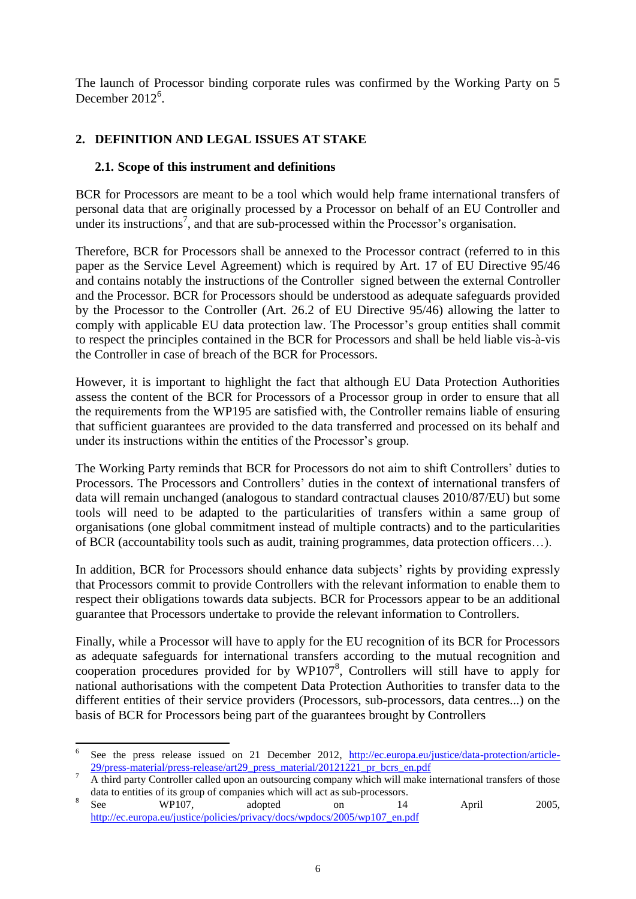The launch of Processor binding corporate rules was confirmed by the Working Party on 5 December 2012[6].

## 2. DEFINITION AND LEGAL ISSUES AT STAKE

### 2.1. Scope of this instrument and definitions

BCR for Processors are meant to be a tool which would help frame international transfers of personal data that are originally processed by a Processor on behalf of an EU Controller and under its instructions[7], and that are sub-processed within the Processor's organisation.

Therefore, BCR for Processors shall be annexed to the Processor contract (referred to in this paper as the Service Level Agreement) which is required by Art. 17 of EU Directive 95/46 and contains notably the instructions of the Controller signed between the external Controller and the Processor. BCR for Processors should be understood as adequate safeguards provided by the Processor to the Controller (Art. 26.2 of EU Directive 95/46) allowing the latter to comply with applicable EU data protection law. The Processor's group entities shall commit to respect the principles contained in the BCR for Processors and shall be held liable vis-à-vis the Controller in case of breach of the BCR for Processors.

However, it is important to highlight the fact that although EU Data Protection Authorities assess the content of the BCR for Processors of a Processor group in order to ensure that all the requirements from the WP195 are satisfied with, the Controller remains liable of ensuring that sufficient guarantees are provided to the data transferred and processed on its behalf and under its instructions within the entities of the Processor's group.

The Working Party reminds that BCR for Processors do not aim to shift Controllers' duties to Processors. The Processors and Controllers' duties in the context of international transfers of data will remain unchanged (analogous to standard contractual clauses 2010/87/EU) but some tools will need to be adapted to the particularities of transfers within a same group of organisations (one global commitment instead of multiple contracts) and to the particularities of BCR (accountability tools such as audit, training programmes, data protection officers…).

In addition, BCR for Processors should enhance data subjects' rights by providing expressly that Processors commit to provide Controllers with the relevant information to enable them to respect their obligations towards data subjects. BCR for Processors appear to be an additional guarantee that Processors undertake to provide the relevant information to Controllers.

Finally, while a Processor will have to apply for the EU recognition of its BCR for Processors as adequate safeguards for international transfers according to the mutual recognition and cooperation procedures provided for by WP107[8], Controllers will still have to apply for national authorisations with the competent Data Protection Authorities to transfer data to the different entities of their service providers (Processors, sub-processors, data centres...) on the basis of BCR for Processors being part of the guarantees brought by Controllers

---

[6] See the press release issued on 21 December 2012, http://ec.europa.eu/justice/data-protection/article-29/press-material/press-release/art29_press_material/20121221_pr_bcrs_en.pdf

[7] A third party Controller called upon an outsourcing company which will make international transfers of those data to entities of its group of companies which will act as sub-processors.

[8] See WP107, adopted on 14 April 2005, http://ec.europa.eu/justice/policies/privacy/docs/wpdocs/2005/wp107_en.pdf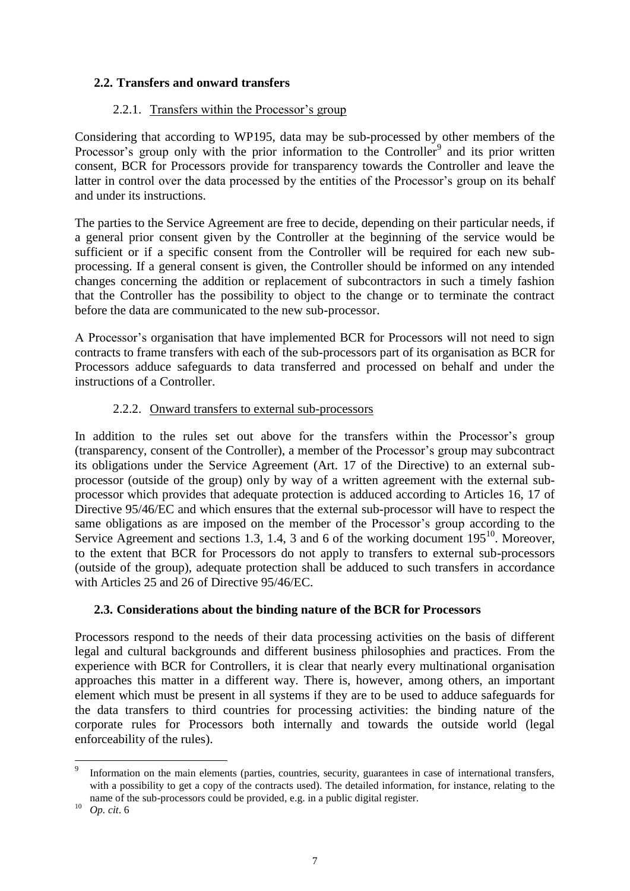### 2.2. Transfers and onward transfers

#### 2.2.1. Transfers within the Processor's group

Considering that according to WP195, data may be sub-processed by other members of the Processor's group only with the prior information to the Controller[9] and its prior written consent, BCR for Processors provide for transparency towards the Controller and leave the latter in control over the data processed by the entities of the Processor's group on its behalf and under its instructions.

The parties to the Service Agreement are free to decide, depending on their particular needs, if a general prior consent given by the Controller at the beginning of the service would be sufficient or if a specific consent from the Controller will be required for each new sub-processing. If a general consent is given, the Controller should be informed on any intended changes concerning the addition or replacement of subcontractors in such a timely fashion that the Controller has the possibility to object to the change or to terminate the contract before the data are communicated to the new sub-processor.

A Processor's organisation that have implemented BCR for Processors will not need to sign contracts to frame transfers with each of the sub-processors part of its organisation as BCR for Processors adduce safeguards to data transferred and processed on behalf and under the instructions of a Controller.

#### 2.2.2. Onward transfers to external sub-processors

In addition to the rules set out above for the transfers within the Processor's group (transparency, consent of the Controller), a member of the Processor's group may subcontract its obligations under the Service Agreement (Art. 17 of the Directive) to an external sub-processor (outside of the group) only by way of a written agreement with the external sub-processor which provides that adequate protection is adduced according to Articles 16, 17 of Directive 95/46/EC and which ensures that the external sub-processor will have to respect the same obligations as are imposed on the member of the Processor's group according to the Service Agreement and sections 1.3, 1.4, 3 and 6 of the working document 195[10]. Moreover, to the extent that BCR for Processors do not apply to transfers to external sub-processors (outside of the group), adequate protection shall be adduced to such transfers in accordance with Articles 25 and 26 of Directive 95/46/EC.

### 2.3. Considerations about the binding nature of the BCR for Processors

Processors respond to the needs of their data processing activities on the basis of different legal and cultural backgrounds and different business philosophies and practices. From the experience with BCR for Controllers, it is clear that nearly every multinational organisation approaches this matter in a different way. There is, however, among others, an important element which must be present in all systems if they are to be used to adduce safeguards for the data transfers to third countries for processing activities: the binding nature of the corporate rules for Processors both internally and towards the outside world (legal enforceability of the rules).

---

[9] Information on the main elements (parties, countries, security, guarantees in case of international transfers, with a possibility to get a copy of the contracts used). The detailed information, for instance, relating to the name of the sub-processors could be provided, e.g. in a public digital register.

[10] *Op. cit*. 6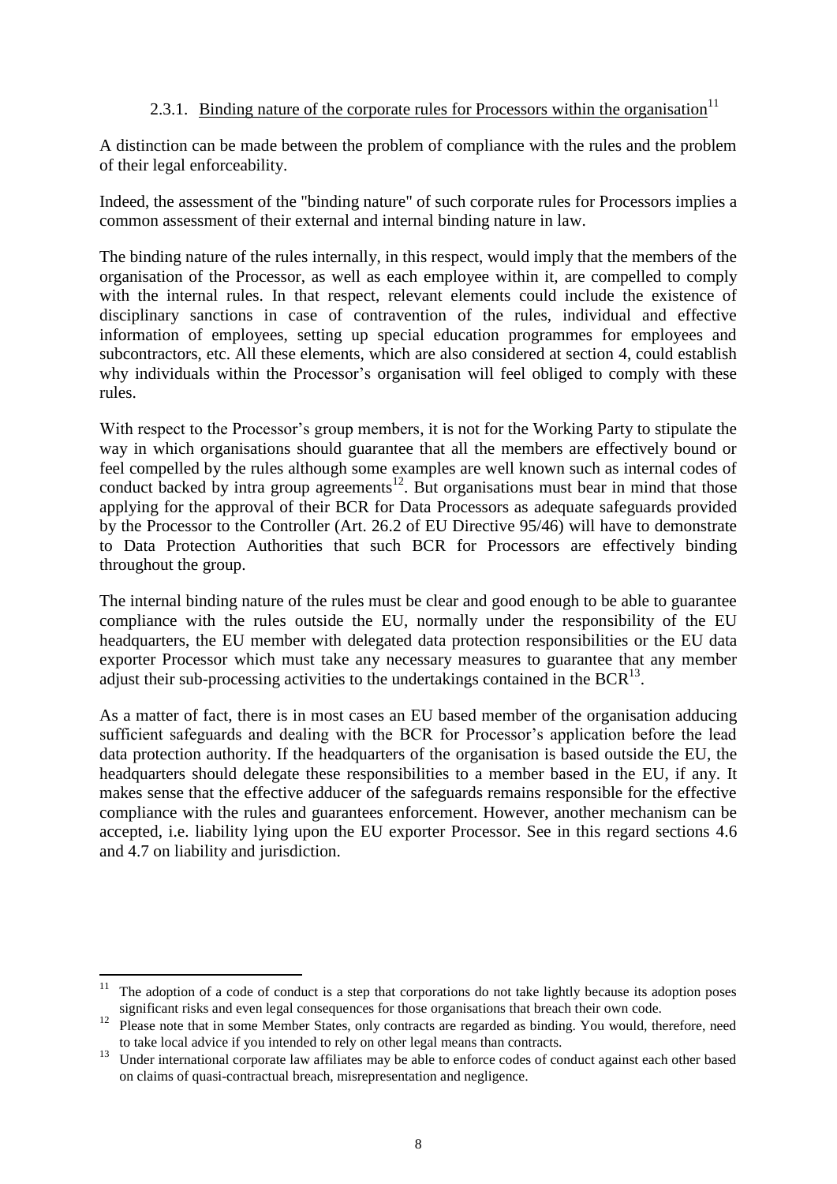#### 2.3.1. Binding nature of the corporate rules for Processors within the organisation[11]

A distinction can be made between the problem of compliance with the rules and the problem of their legal enforceability.

Indeed, the assessment of the "binding nature" of such corporate rules for Processors implies a common assessment of their external and internal binding nature in law.

The binding nature of the rules internally, in this respect, would imply that the members of the organisation of the Processor, as well as each employee within it, are compelled to comply with the internal rules. In that respect, relevant elements could include the existence of disciplinary sanctions in case of contravention of the rules, individual and effective information of employees, setting up special education programmes for employees and subcontractors, etc. All these elements, which are also considered at section 4, could establish why individuals within the Processor's organisation will feel obliged to comply with these rules.

With respect to the Processor's group members, it is not for the Working Party to stipulate the way in which organisations should guarantee that all the members are effectively bound or feel compelled by the rules although some examples are well known such as internal codes of conduct backed by intra group agreements[12]. But organisations must bear in mind that those applying for the approval of their BCR for Data Processors as adequate safeguards provided by the Processor to the Controller (Art. 26.2 of EU Directive 95/46) will have to demonstrate to Data Protection Authorities that such BCR for Processors are effectively binding throughout the group.

The internal binding nature of the rules must be clear and good enough to be able to guarantee compliance with the rules outside the EU, normally under the responsibility of the EU headquarters, the EU member with delegated data protection responsibilities or the EU data exporter Processor which must take any necessary measures to guarantee that any member adjust their sub-processing activities to the undertakings contained in the BCR[13].

As a matter of fact, there is in most cases an EU based member of the organisation adducing sufficient safeguards and dealing with the BCR for Processor's application before the lead data protection authority. If the headquarters of the organisation is based outside the EU, the headquarters should delegate these responsibilities to a member based in the EU, if any. It makes sense that the effective adducer of the safeguards remains responsible for the effective compliance with the rules and guarantees enforcement. However, another mechanism can be accepted, i.e. liability lying upon the EU exporter Processor. See in this regard sections 4.6 and 4.7 on liability and jurisdiction.

---

[11] The adoption of a code of conduct is a step that corporations do not take lightly because its adoption poses significant risks and even legal consequences for those organisations that breach their own code.

[12] Please note that in some Member States, only contracts are regarded as binding. You would, therefore, need to take local advice if you intended to rely on other legal means than contracts.

[13] Under international corporate law affiliates may be able to enforce codes of conduct against each other based on claims of quasi-contractual breach, misrepresentation and negligence.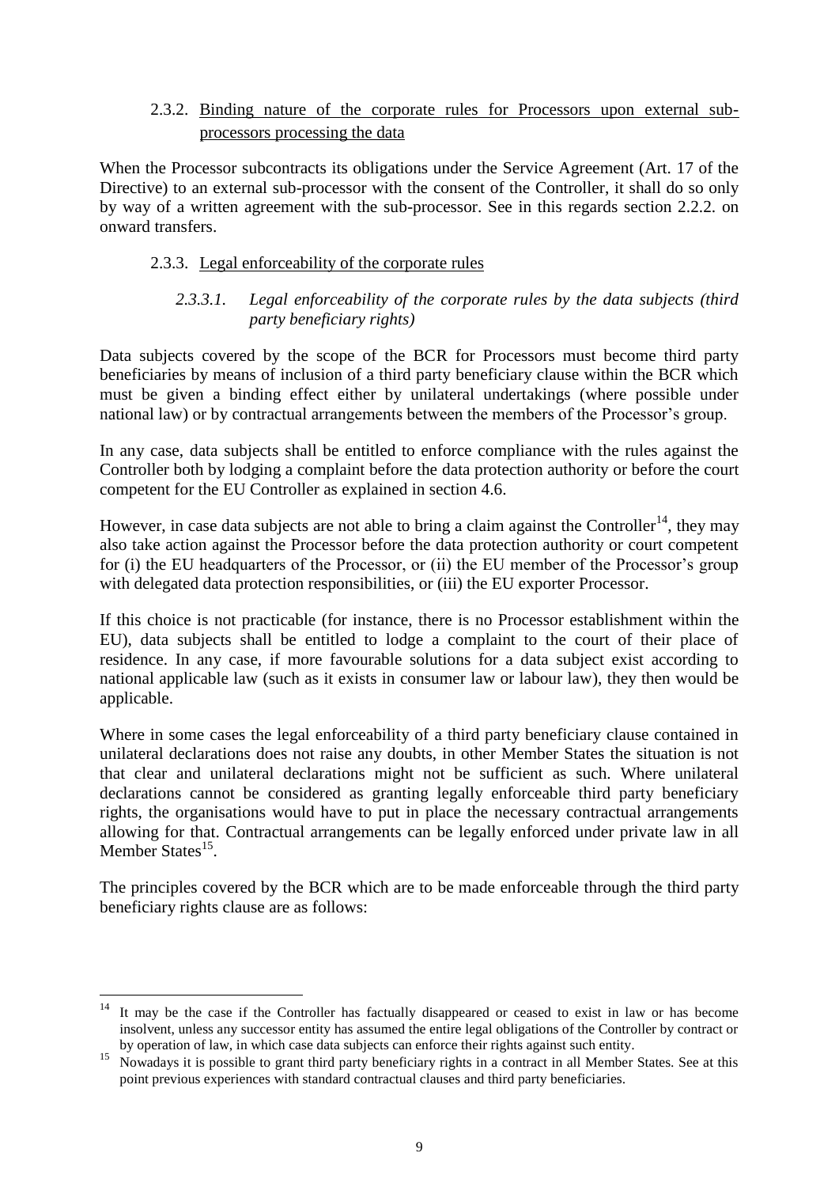### 2.3.2. Binding nature of the corporate rules for Processors upon external sub-processors processing the data

When the Processor subcontracts its obligations under the Service Agreement (Art. 17 of the Directive) to an external sub-processor with the consent of the Controller, it shall do so only by way of a written agreement with the sub-processor. See in this regards section 2.2.2. on onward transfers.

### 2.3.3. Legal enforceability of the corporate rules

#### *2.3.3.1. Legal enforceability of the corporate rules by the data subjects (third party beneficiary rights)*

Data subjects covered by the scope of the BCR for Processors must become third party beneficiaries by means of inclusion of a third party beneficiary clause within the BCR which must be given a binding effect either by unilateral undertakings (where possible under national law) or by contractual arrangements between the members of the Processor's group.

In any case, data subjects shall be entitled to enforce compliance with the rules against the Controller both by lodging a complaint before the data protection authority or before the court competent for the EU Controller as explained in section 4.6.

However, in case data subjects are not able to bring a claim against the Controller[14], they may also take action against the Processor before the data protection authority or court competent for (i) the EU headquarters of the Processor, or (ii) the EU member of the Processor's group with delegated data protection responsibilities, or (iii) the EU exporter Processor.

If this choice is not practicable (for instance, there is no Processor establishment within the EU), data subjects shall be entitled to lodge a complaint to the court of their place of residence. In any case, if more favourable solutions for a data subject exist according to national applicable law (such as it exists in consumer law or labour law), they then would be applicable.

Where in some cases the legal enforceability of a third party beneficiary clause contained in unilateral declarations does not raise any doubts, in other Member States the situation is not that clear and unilateral declarations might not be sufficient as such. Where unilateral declarations cannot be considered as granting legally enforceable third party beneficiary rights, the organisations would have to put in place the necessary contractual arrangements allowing for that. Contractual arrangements can be legally enforced under private law in all Member States[15].

The principles covered by the BCR which are to be made enforceable through the third party beneficiary rights clause are as follows:

---

[14] It may be the case if the Controller has factually disappeared or ceased to exist in law or has become insolvent, unless any successor entity has assumed the entire legal obligations of the Controller by contract or by operation of law, in which case data subjects can enforce their rights against such entity.

[15] Nowadays it is possible to grant third party beneficiary rights in a contract in all Member States. See at this point previous experiences with standard contractual clauses and third party beneficiaries.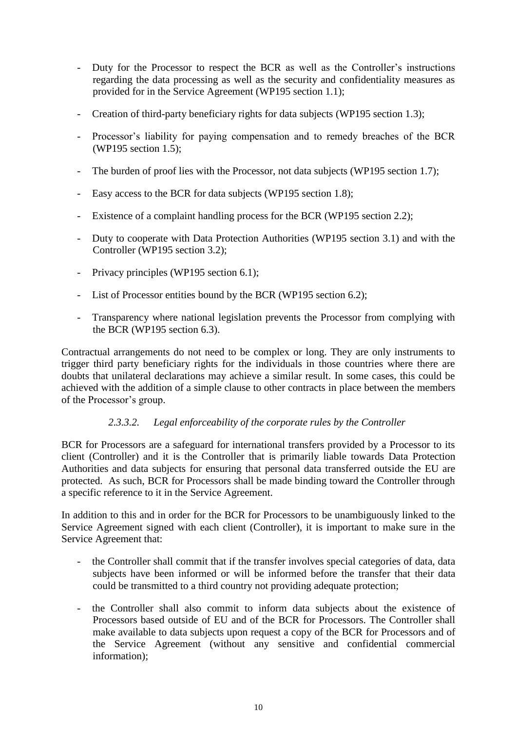- Duty for the Processor to respect the BCR as well as the Controller's instructions regarding the data processing as well as the security and confidentiality measures as provided for in the Service Agreement (WP195 section 1.1);

- Creation of third-party beneficiary rights for data subjects (WP195 section 1.3);

- Processor's liability for paying compensation and to remedy breaches of the BCR (WP195 section 1.5);

- The burden of proof lies with the Processor, not data subjects (WP195 section 1.7);

- Easy access to the BCR for data subjects (WP195 section 1.8);

- Existence of a complaint handling process for the BCR (WP195 section 2.2);

- Duty to cooperate with Data Protection Authorities (WP195 section 3.1) and with the Controller (WP195 section 3.2);

- Privacy principles (WP195 section 6.1);

- List of Processor entities bound by the BCR (WP195 section 6.2);

- Transparency where national legislation prevents the Processor from complying with the BCR (WP195 section 6.3).

Contractual arrangements do not need to be complex or long. They are only instruments to trigger third party beneficiary rights for the individuals in those countries where there are doubts that unilateral declarations may achieve a similar result. In some cases, this could be achieved with the addition of a simple clause to other contracts in place between the members of the Processor's group.

#### *2.3.3.2. Legal enforceability of the corporate rules by the Controller*

BCR for Processors are a safeguard for international transfers provided by a Processor to its client (Controller) and it is the Controller that is primarily liable towards Data Protection Authorities and data subjects for ensuring that personal data transferred outside the EU are protected. As such, BCR for Processors shall be made binding toward the Controller through a specific reference to it in the Service Agreement.

In addition to this and in order for the BCR for Processors to be unambiguously linked to the Service Agreement signed with each client (Controller), it is important to make sure in the Service Agreement that:

- the Controller shall commit that if the transfer involves special categories of data, data subjects have been informed or will be informed before the transfer that their data could be transmitted to a third country not providing adequate protection;

- the Controller shall also commit to inform data subjects about the existence of Processors based outside of EU and of the BCR for Processors. The Controller shall make available to data subjects upon request a copy of the BCR for Processors and of the Service Agreement (without any sensitive and confidential commercial information);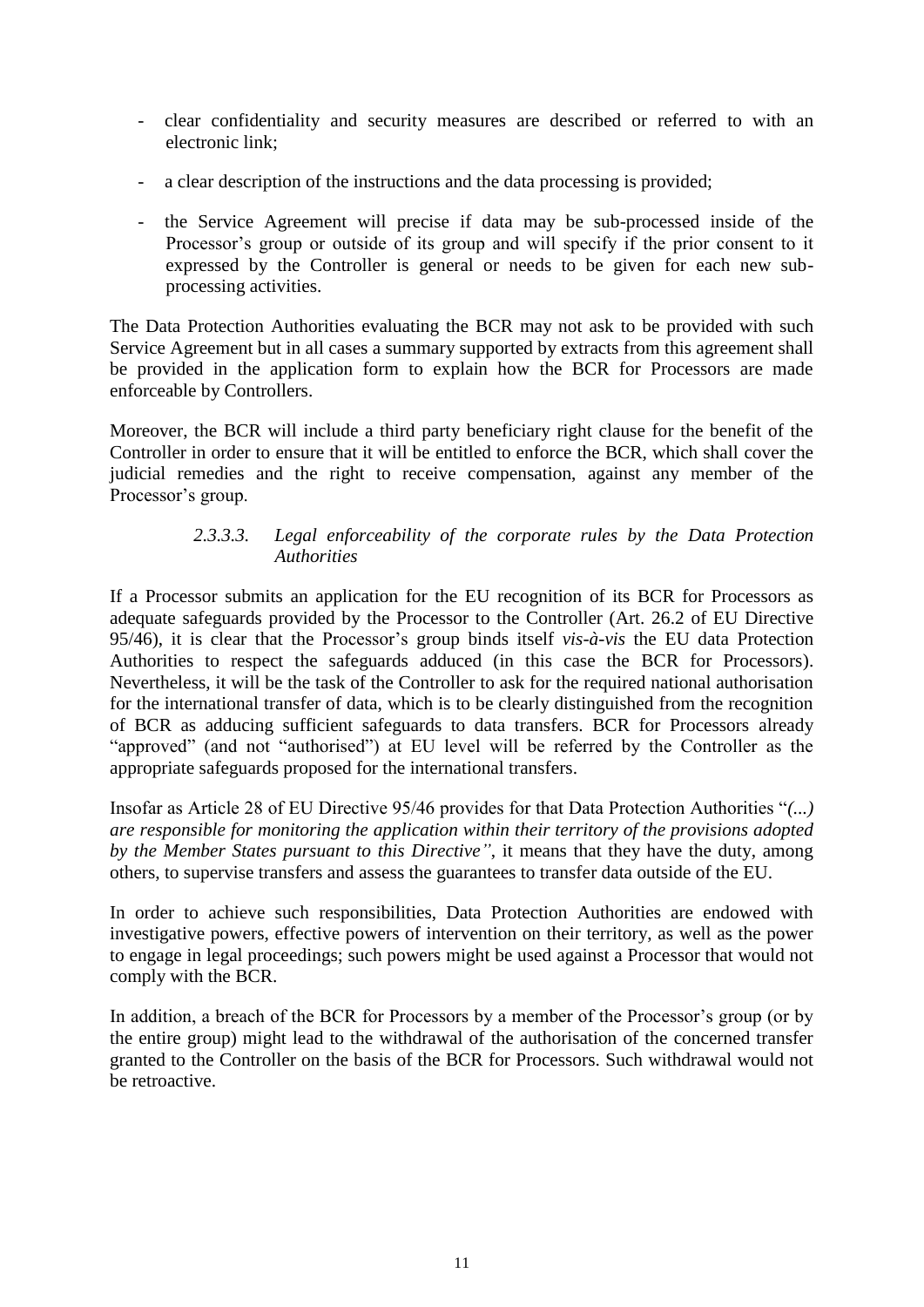- clear confidentiality and security measures are described or referred to with an electronic link;
- a clear description of the instructions and the data processing is provided;
- the Service Agreement will precise if data may be sub-processed inside of the Processor's group or outside of its group and will specify if the prior consent to it expressed by the Controller is general or needs to be given for each new sub-processing activities.

The Data Protection Authorities evaluating the BCR may not ask to be provided with such Service Agreement but in all cases a summary supported by extracts from this agreement shall be provided in the application form to explain how the BCR for Processors are made enforceable by Controllers.

Moreover, the BCR will include a third party beneficiary right clause for the benefit of the Controller in order to ensure that it will be entitled to enforce the BCR, which shall cover the judicial remedies and the right to receive compensation, against any member of the Processor's group.

#### *2.3.3.3. Legal enforceability of the corporate rules by the Data Protection Authorities*

If a Processor submits an application for the EU recognition of its BCR for Processors as adequate safeguards provided by the Processor to the Controller (Art. 26.2 of EU Directive 95/46), it is clear that the Processor's group binds itself *vis-à-vis* the EU data Protection Authorities to respect the safeguards adduced (in this case the BCR for Processors). Nevertheless, it will be the task of the Controller to ask for the required national authorisation for the international transfer of data, which is to be clearly distinguished from the recognition of BCR as adducing sufficient safeguards to data transfers. BCR for Processors already "approved" (and not "authorised") at EU level will be referred by the Controller as the appropriate safeguards proposed for the international transfers.

Insofar as Article 28 of EU Directive 95/46 provides for that Data Protection Authorities "*(...) are responsible for monitoring the application within their territory of the provisions adopted by the Member States pursuant to this Directive"*, it means that they have the duty, among others, to supervise transfers and assess the guarantees to transfer data outside of the EU.

In order to achieve such responsibilities, Data Protection Authorities are endowed with investigative powers, effective powers of intervention on their territory, as well as the power to engage in legal proceedings; such powers might be used against a Processor that would not comply with the BCR.

In addition, a breach of the BCR for Processors by a member of the Processor's group (or by the entire group) might lead to the withdrawal of the authorisation of the concerned transfer granted to the Controller on the basis of the BCR for Processors. Such withdrawal would not be retroactive.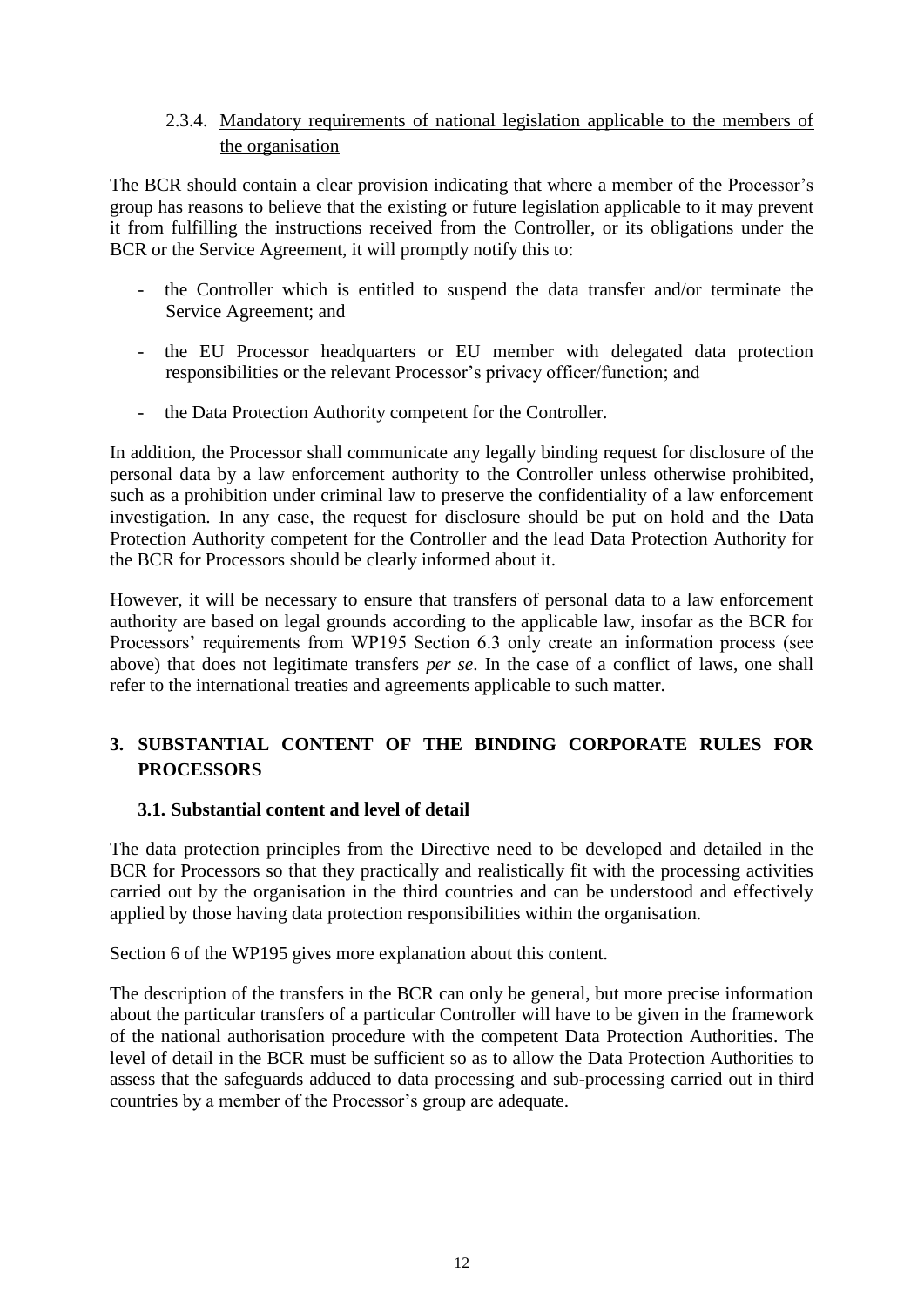### 2.3.4. Mandatory requirements of national legislation applicable to the members of the organisation

The BCR should contain a clear provision indicating that where a member of the Processor's group has reasons to believe that the existing or future legislation applicable to it may prevent it from fulfilling the instructions received from the Controller, or its obligations under the BCR or the Service Agreement, it will promptly notify this to:

- the Controller which is entitled to suspend the data transfer and/or terminate the Service Agreement; and
- the EU Processor headquarters or EU member with delegated data protection responsibilities or the relevant Processor's privacy officer/function; and
- the Data Protection Authority competent for the Controller.

In addition, the Processor shall communicate any legally binding request for disclosure of the personal data by a law enforcement authority to the Controller unless otherwise prohibited, such as a prohibition under criminal law to preserve the confidentiality of a law enforcement investigation. In any case, the request for disclosure should be put on hold and the Data Protection Authority competent for the Controller and the lead Data Protection Authority for the BCR for Processors should be clearly informed about it.

However, it will be necessary to ensure that transfers of personal data to a law enforcement authority are based on legal grounds according to the applicable law, insofar as the BCR for Processors' requirements from WP195 Section 6.3 only create an information process (see above) that does not legitimate transfers *per se*. In the case of a conflict of laws, one shall refer to the international treaties and agreements applicable to such matter.

## 3. SUBSTANTIAL CONTENT OF THE BINDING CORPORATE RULES FOR PROCESSORS

### 3.1. Substantial content and level of detail

The data protection principles from the Directive need to be developed and detailed in the BCR for Processors so that they practically and realistically fit with the processing activities carried out by the organisation in the third countries and can be understood and effectively applied by those having data protection responsibilities within the organisation.

Section 6 of the WP195 gives more explanation about this content.

The description of the transfers in the BCR can only be general, but more precise information about the particular transfers of a particular Controller will have to be given in the framework of the national authorisation procedure with the competent Data Protection Authorities. The level of detail in the BCR must be sufficient so as to allow the Data Protection Authorities to assess that the safeguards adduced to data processing and sub-processing carried out in third countries by a member of the Processor's group are adequate.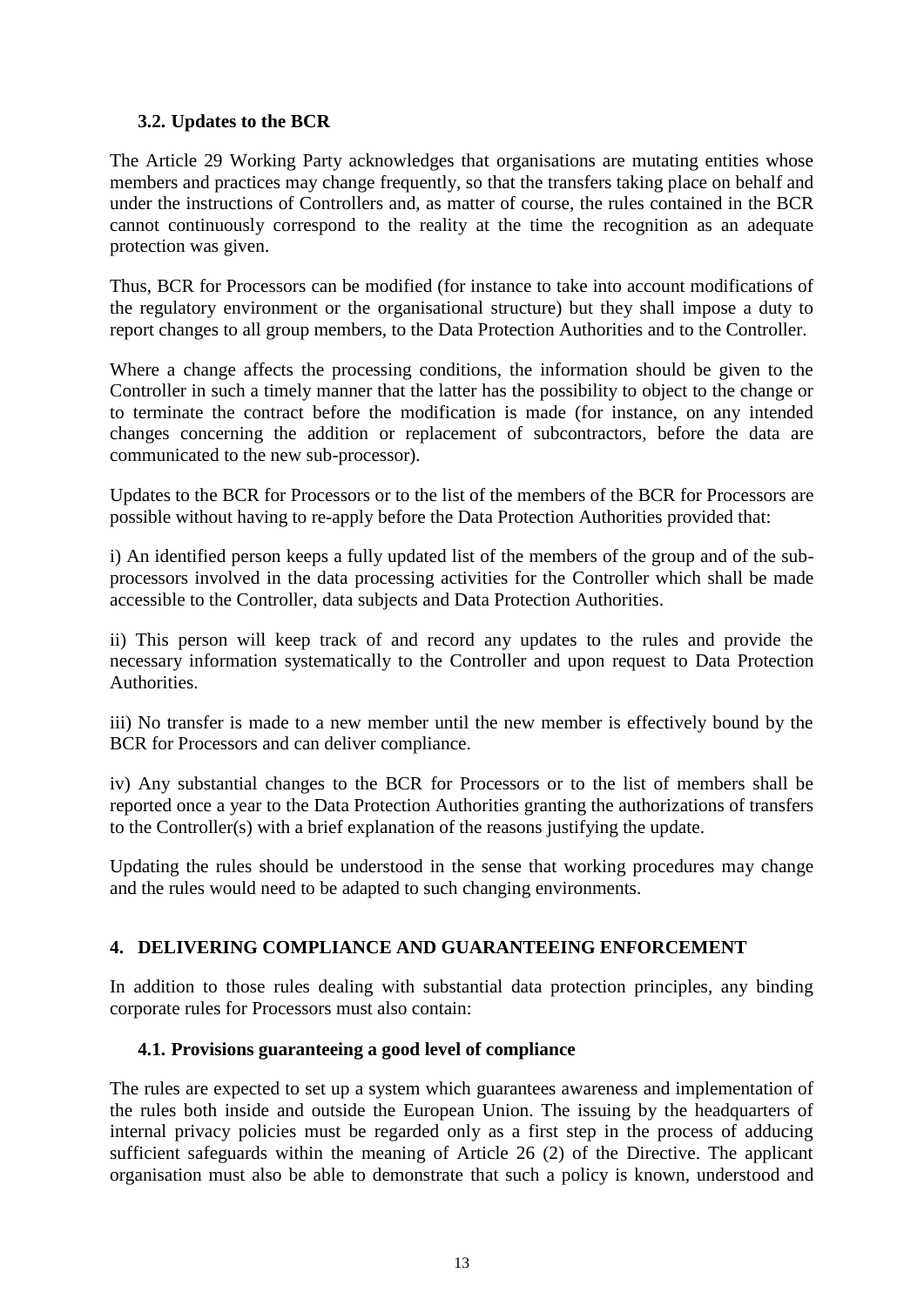### 3.2. Updates to the BCR

The Article 29 Working Party acknowledges that organisations are mutating entities whose members and practices may change frequently, so that the transfers taking place on behalf and under the instructions of Controllers and, as matter of course, the rules contained in the BCR cannot continuously correspond to the reality at the time the recognition as an adequate protection was given.

Thus, BCR for Processors can be modified (for instance to take into account modifications of the regulatory environment or the organisational structure) but they shall impose a duty to report changes to all group members, to the Data Protection Authorities and to the Controller.

Where a change affects the processing conditions, the information should be given to the Controller in such a timely manner that the latter has the possibility to object to the change or to terminate the contract before the modification is made (for instance, on any intended changes concerning the addition or replacement of subcontractors, before the data are communicated to the new sub-processor).

Updates to the BCR for Processors or to the list of the members of the BCR for Processors are possible without having to re-apply before the Data Protection Authorities provided that:

i) An identified person keeps a fully updated list of the members of the group and of the sub-processors involved in the data processing activities for the Controller which shall be made accessible to the Controller, data subjects and Data Protection Authorities.

ii) This person will keep track of and record any updates to the rules and provide the necessary information systematically to the Controller and upon request to Data Protection Authorities.

iii) No transfer is made to a new member until the new member is effectively bound by the BCR for Processors and can deliver compliance.

iv) Any substantial changes to the BCR for Processors or to the list of members shall be reported once a year to the Data Protection Authorities granting the authorizations of transfers to the Controller(s) with a brief explanation of the reasons justifying the update.

Updating the rules should be understood in the sense that working procedures may change and the rules would need to be adapted to such changing environments.

## 4. DELIVERING COMPLIANCE AND GUARANTEEING ENFORCEMENT

In addition to those rules dealing with substantial data protection principles, any binding corporate rules for Processors must also contain:

### 4.1. Provisions guaranteeing a good level of compliance

The rules are expected to set up a system which guarantees awareness and implementation of the rules both inside and outside the European Union. The issuing by the headquarters of internal privacy policies must be regarded only as a first step in the process of adducing sufficient safeguards within the meaning of Article 26 (2) of the Directive. The applicant organisation must also be able to demonstrate that such a policy is known, understood and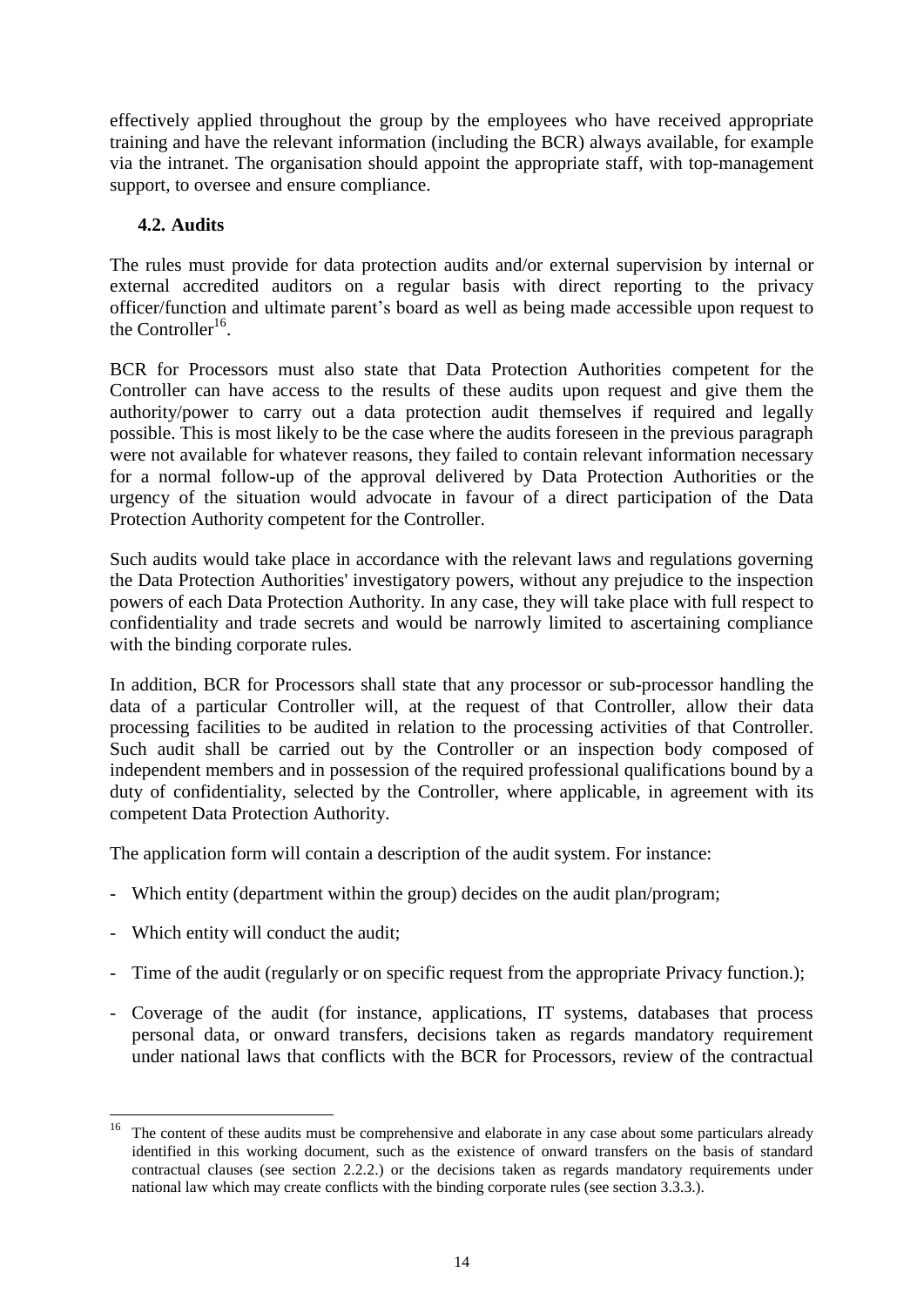effectively applied throughout the group by the employees who have received appropriate training and have the relevant information (including the BCR) always available, for example via the intranet. The organisation should appoint the appropriate staff, with top-management support, to oversee and ensure compliance.

### 4.2. Audits

The rules must provide for data protection audits and/or external supervision by internal or external accredited auditors on a regular basis with direct reporting to the privacy officer/function and ultimate parent's board as well as being made accessible upon request to the Controller[16].

BCR for Processors must also state that Data Protection Authorities competent for the Controller can have access to the results of these audits upon request and give them the authority/power to carry out a data protection audit themselves if required and legally possible. This is most likely to be the case where the audits foreseen in the previous paragraph were not available for whatever reasons, they failed to contain relevant information necessary for a normal follow-up of the approval delivered by Data Protection Authorities or the urgency of the situation would advocate in favour of a direct participation of the Data Protection Authority competent for the Controller.

Such audits would take place in accordance with the relevant laws and regulations governing the Data Protection Authorities' investigatory powers, without any prejudice to the inspection powers of each Data Protection Authority. In any case, they will take place with full respect to confidentiality and trade secrets and would be narrowly limited to ascertaining compliance with the binding corporate rules.

In addition, BCR for Processors shall state that any processor or sub-processor handling the data of a particular Controller will, at the request of that Controller, allow their data processing facilities to be audited in relation to the processing activities of that Controller. Such audit shall be carried out by the Controller or an inspection body composed of independent members and in possession of the required professional qualifications bound by a duty of confidentiality, selected by the Controller, where applicable, in agreement with its competent Data Protection Authority.

The application form will contain a description of the audit system. For instance:

- Which entity (department within the group) decides on the audit plan/program;
- Which entity will conduct the audit;
- Time of the audit (regularly or on specific request from the appropriate Privacy function.);
- Coverage of the audit (for instance, applications, IT systems, databases that process personal data, or onward transfers, decisions taken as regards mandatory requirement under national laws that conflicts with the BCR for Processors, review of the contractual

[16] The content of these audits must be comprehensive and elaborate in any case about some particulars already identified in this working document, such as the existence of onward transfers on the basis of standard contractual clauses (see section 2.2.2.) or the decisions taken as regards mandatory requirements under national law which may create conflicts with the binding corporate rules (see section 3.3.3.).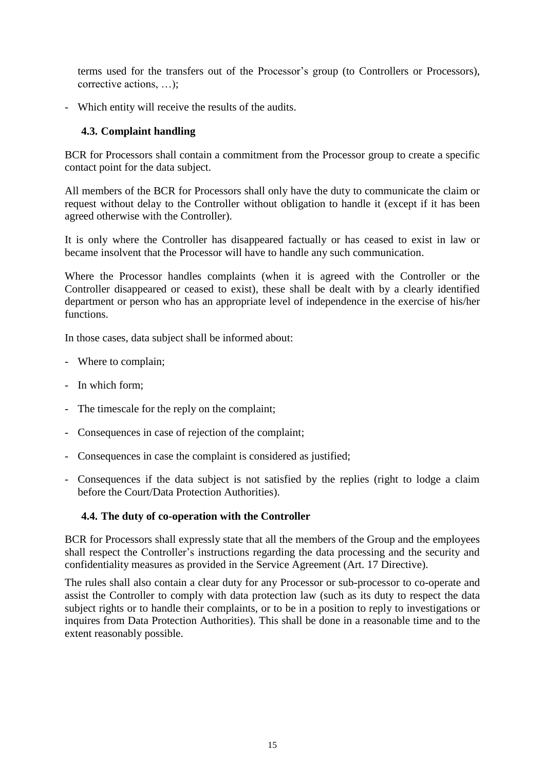terms used for the transfers out of the Processor's group (to Controllers or Processors), corrective actions, …);

- Which entity will receive the results of the audits.

### 4.3. Complaint handling

BCR for Processors shall contain a commitment from the Processor group to create a specific contact point for the data subject.

All members of the BCR for Processors shall only have the duty to communicate the claim or request without delay to the Controller without obligation to handle it (except if it has been agreed otherwise with the Controller).

It is only where the Controller has disappeared factually or has ceased to exist in law or became insolvent that the Processor will have to handle any such communication.

Where the Processor handles complaints (when it is agreed with the Controller or the Controller disappeared or ceased to exist), these shall be dealt with by a clearly identified department or person who has an appropriate level of independence in the exercise of his/her functions.

In those cases, data subject shall be informed about:

- Where to complain;
- In which form;
- The timescale for the reply on the complaint;
- Consequences in case of rejection of the complaint;
- Consequences in case the complaint is considered as justified;
- Consequences if the data subject is not satisfied by the replies (right to lodge a claim before the Court/Data Protection Authorities).

### 4.4. The duty of co-operation with the Controller

BCR for Processors shall expressly state that all the members of the Group and the employees shall respect the Controller's instructions regarding the data processing and the security and confidentiality measures as provided in the Service Agreement (Art. 17 Directive).

The rules shall also contain a clear duty for any Processor or sub-processor to co-operate and assist the Controller to comply with data protection law (such as its duty to respect the data subject rights or to handle their complaints, or to be in a position to reply to investigations or inquires from Data Protection Authorities). This shall be done in a reasonable time and to the extent reasonably possible.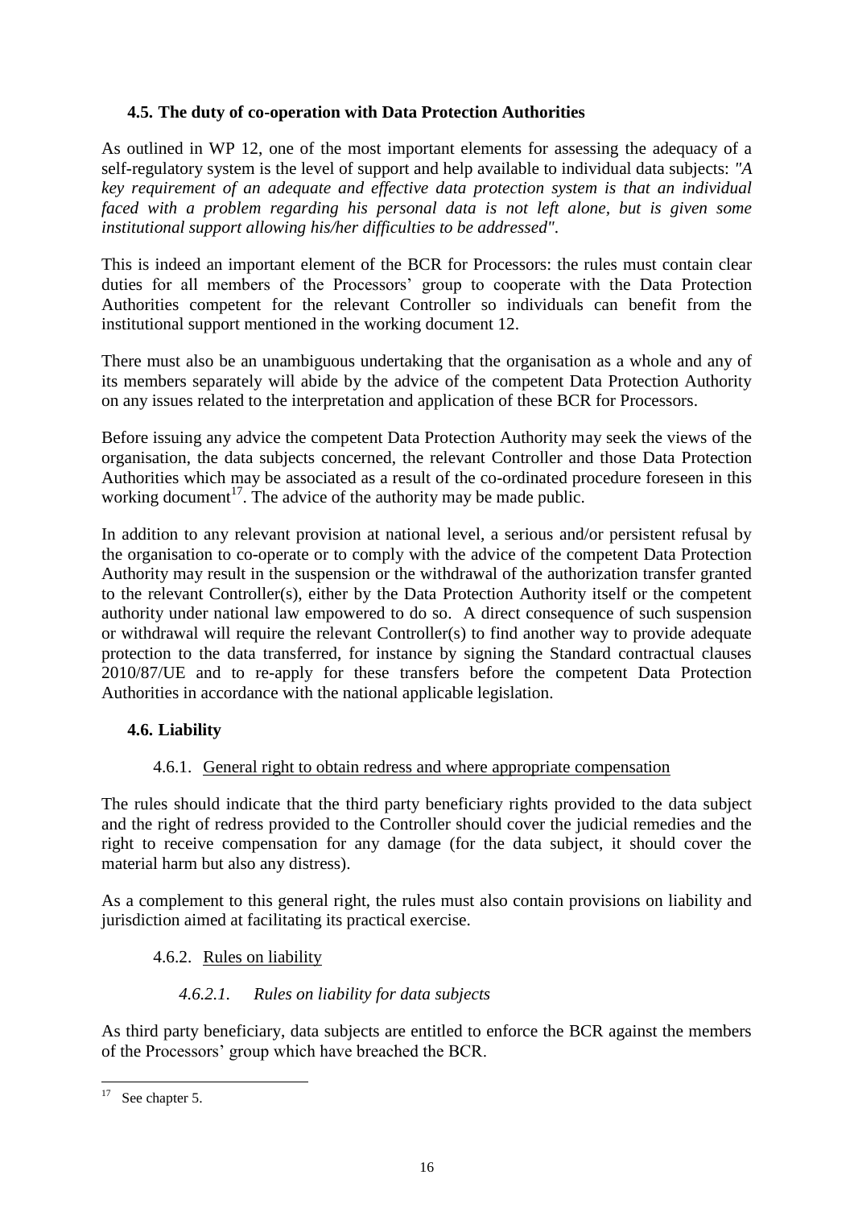### 4.5. The duty of co-operation with Data Protection Authorities

As outlined in WP 12, one of the most important elements for assessing the adequacy of a self-regulatory system is the level of support and help available to individual data subjects: *"A key requirement of an adequate and effective data protection system is that an individual faced with a problem regarding his personal data is not left alone, but is given some institutional support allowing his/her difficulties to be addressed"*.

This is indeed an important element of the BCR for Processors: the rules must contain clear duties for all members of the Processors' group to cooperate with the Data Protection Authorities competent for the relevant Controller so individuals can benefit from the institutional support mentioned in the working document 12.

There must also be an unambiguous undertaking that the organisation as a whole and any of its members separately will abide by the advice of the competent Data Protection Authority on any issues related to the interpretation and application of these BCR for Processors.

Before issuing any advice the competent Data Protection Authority may seek the views of the organisation, the data subjects concerned, the relevant Controller and those Data Protection Authorities which may be associated as a result of the co-ordinated procedure foreseen in this working document[17]. The advice of the authority may be made public.

In addition to any relevant provision at national level, a serious and/or persistent refusal by the organisation to co-operate or to comply with the advice of the competent Data Protection Authority may result in the suspension or the withdrawal of the authorization transfer granted to the relevant Controller(s), either by the Data Protection Authority itself or the competent authority under national law empowered to do so. A direct consequence of such suspension or withdrawal will require the relevant Controller(s) to find another way to provide adequate protection to the data transferred, for instance by signing the Standard contractual clauses 2010/87/UE and to re-apply for these transfers before the competent Data Protection Authorities in accordance with the national applicable legislation.

### 4.6. Liability

#### 4.6.1. General right to obtain redress and where appropriate compensation

The rules should indicate that the third party beneficiary rights provided to the data subject and the right of redress provided to the Controller should cover the judicial remedies and the right to receive compensation for any damage (for the data subject, it should cover the material harm but also any distress).

As a complement to this general right, the rules must also contain provisions on liability and jurisdiction aimed at facilitating its practical exercise.

#### 4.6.2. Rules on liability

##### *4.6.2.1. Rules on liability for data subjects*

As third party beneficiary, data subjects are entitled to enforce the BCR against the members of the Processors' group which have breached the BCR.

[17] See chapter 5.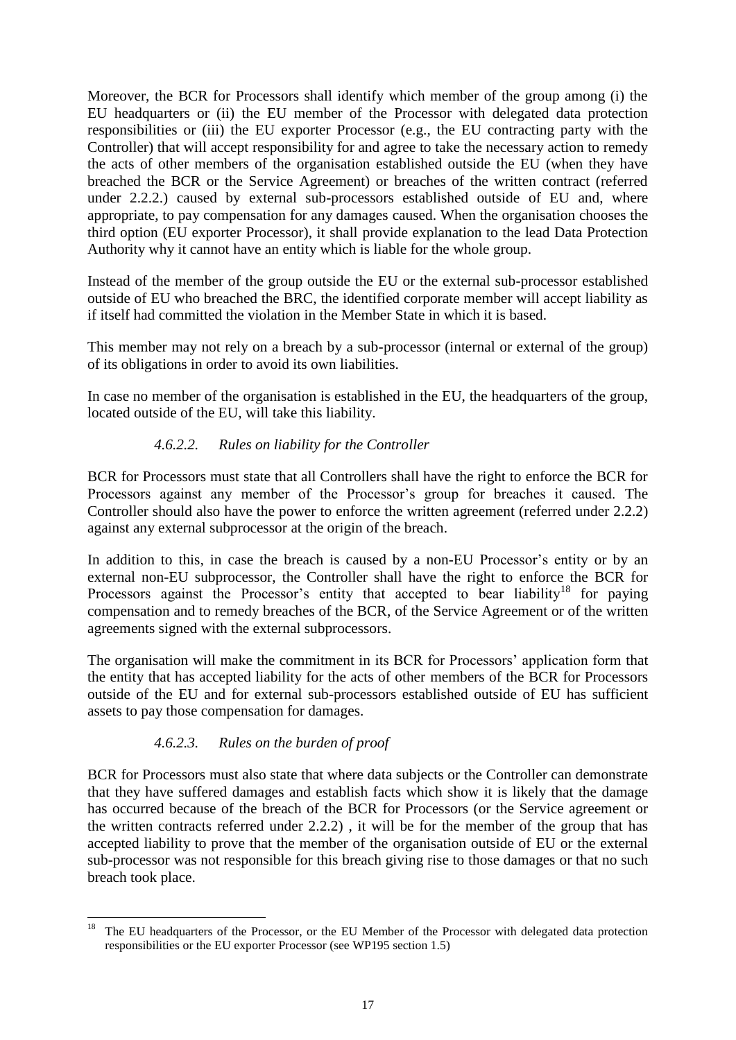Moreover, the BCR for Processors shall identify which member of the group among (i) the EU headquarters or (ii) the EU member of the Processor with delegated data protection responsibilities or (iii) the EU exporter Processor (e.g., the EU contracting party with the Controller) that will accept responsibility for and agree to take the necessary action to remedy the acts of other members of the organisation established outside the EU (when they have breached the BCR or the Service Agreement) or breaches of the written contract (referred under 2.2.2.) caused by external sub-processors established outside of EU and, where appropriate, to pay compensation for any damages caused. When the organisation chooses the third option (EU exporter Processor), it shall provide explanation to the lead Data Protection Authority why it cannot have an entity which is liable for the whole group.

Instead of the member of the group outside the EU or the external sub-processor established outside of EU who breached the BRC, the identified corporate member will accept liability as if itself had committed the violation in the Member State in which it is based.

This member may not rely on a breach by a sub-processor (internal or external of the group) of its obligations in order to avoid its own liabilities.

In case no member of the organisation is established in the EU, the headquarters of the group, located outside of the EU, will take this liability.

#### *4.6.2.2. Rules on liability for the Controller*

BCR for Processors must state that all Controllers shall have the right to enforce the BCR for Processors against any member of the Processor's group for breaches it caused. The Controller should also have the power to enforce the written agreement (referred under 2.2.2) against any external subprocessor at the origin of the breach.

In addition to this, in case the breach is caused by a non-EU Processor's entity or by an external non-EU subprocessor, the Controller shall have the right to enforce the BCR for Processors against the Processor's entity that accepted to bear liability[18] for paying compensation and to remedy breaches of the BCR, of the Service Agreement or of the written agreements signed with the external subprocessors.

The organisation will make the commitment in its BCR for Processors' application form that the entity that has accepted liability for the acts of other members of the BCR for Processors outside of the EU and for external sub-processors established outside of EU has sufficient assets to pay those compensation for damages.

#### *4.6.2.3. Rules on the burden of proof*

BCR for Processors must also state that where data subjects or the Controller can demonstrate that they have suffered damages and establish facts which show it is likely that the damage has occurred because of the breach of the BCR for Processors (or the Service agreement or the written contracts referred under 2.2.2) , it will be for the member of the group that has accepted liability to prove that the member of the organisation outside of EU or the external sub-processor was not responsible for this breach giving rise to those damages or that no such breach took place.

---

[18] The EU headquarters of the Processor, or the EU Member of the Processor with delegated data protection responsibilities or the EU exporter Processor (see WP195 section 1.5)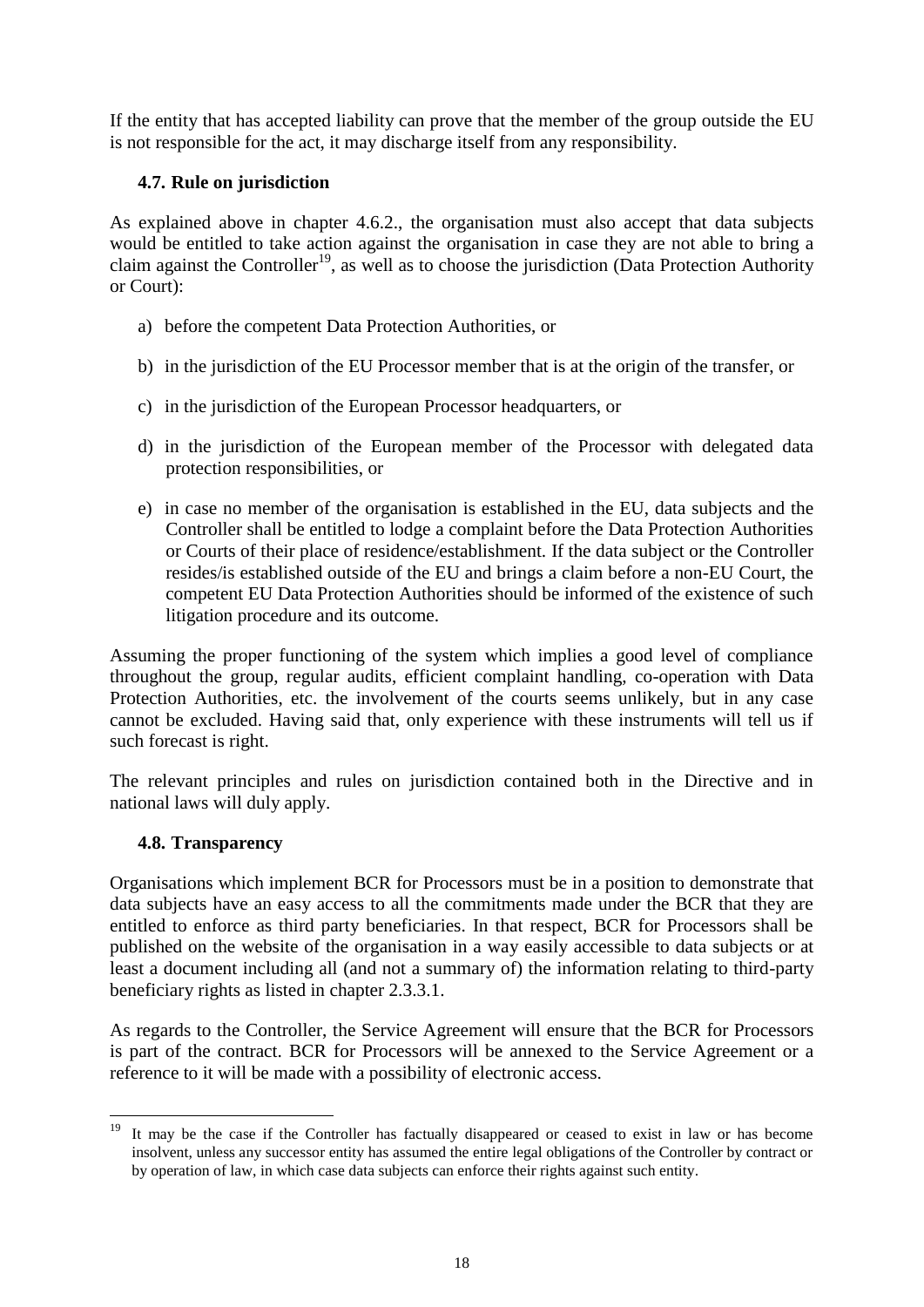If the entity that has accepted liability can prove that the member of the group outside the EU is not responsible for the act, it may discharge itself from any responsibility.

### 4.7. Rule on jurisdiction

As explained above in chapter 4.6.2., the organisation must also accept that data subjects would be entitled to take action against the organisation in case they are not able to bring a claim against the Controller[19], as well as to choose the jurisdiction (Data Protection Authority or Court):

a) before the competent Data Protection Authorities, or

b) in the jurisdiction of the EU Processor member that is at the origin of the transfer, or

c) in the jurisdiction of the European Processor headquarters, or

d) in the jurisdiction of the European member of the Processor with delegated data protection responsibilities, or

e) in case no member of the organisation is established in the EU, data subjects and the Controller shall be entitled to lodge a complaint before the Data Protection Authorities or Courts of their place of residence/establishment. If the data subject or the Controller resides/is established outside of the EU and brings a claim before a non-EU Court, the competent EU Data Protection Authorities should be informed of the existence of such litigation procedure and its outcome.

Assuming the proper functioning of the system which implies a good level of compliance throughout the group, regular audits, efficient complaint handling, co-operation with Data Protection Authorities, etc. the involvement of the courts seems unlikely, but in any case cannot be excluded. Having said that, only experience with these instruments will tell us if such forecast is right.

The relevant principles and rules on jurisdiction contained both in the Directive and in national laws will duly apply.

### 4.8. Transparency

Organisations which implement BCR for Processors must be in a position to demonstrate that data subjects have an easy access to all the commitments made under the BCR that they are entitled to enforce as third party beneficiaries. In that respect, BCR for Processors shall be published on the website of the organisation in a way easily accessible to data subjects or at least a document including all (and not a summary of) the information relating to third-party beneficiary rights as listed in chapter 2.3.3.1.

As regards to the Controller, the Service Agreement will ensure that the BCR for Processors is part of the contract. BCR for Processors will be annexed to the Service Agreement or a reference to it will be made with a possibility of electronic access.

---

[19] It may be the case if the Controller has factually disappeared or ceased to exist in law or has become insolvent, unless any successor entity has assumed the entire legal obligations of the Controller by contract or by operation of law, in which case data subjects can enforce their rights against such entity.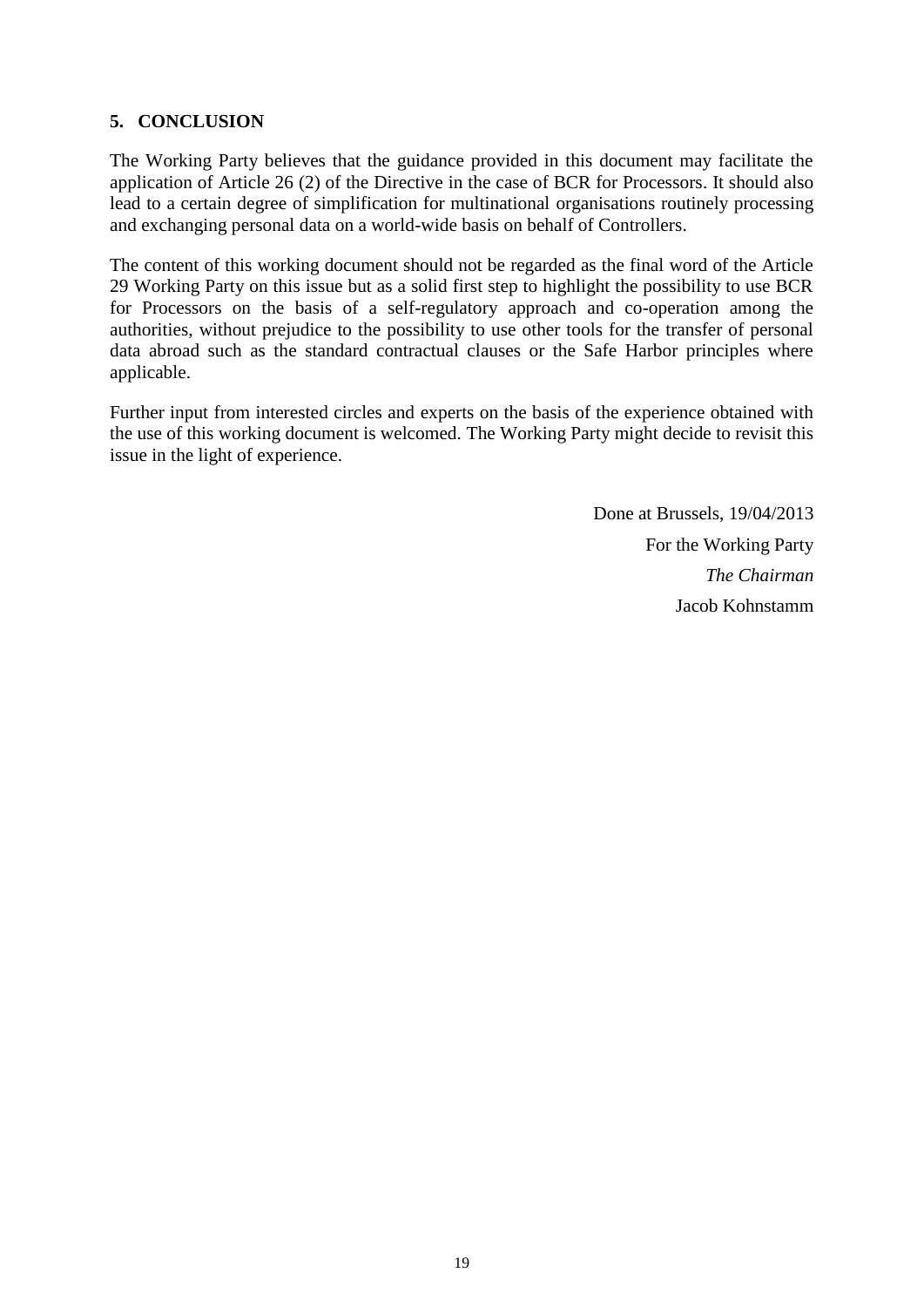## 5. CONCLUSION

The Working Party believes that the guidance provided in this document may facilitate the application of Article 26 (2) of the Directive in the case of BCR for Processors. It should also lead to a certain degree of simplification for multinational organisations routinely processing and exchanging personal data on a world-wide basis on behalf of Controllers.

The content of this working document should not be regarded as the final word of the Article 29 Working Party on this issue but as a solid first step to highlight the possibility to use BCR for Processors on the basis of a self-regulatory approach and co-operation among the authorities, without prejudice to the possibility to use other tools for the transfer of personal data abroad such as the standard contractual clauses or the Safe Harbor principles where applicable.

Further input from interested circles and experts on the basis of the experience obtained with the use of this working document is welcomed. The Working Party might decide to revisit this issue in the light of experience.

Done at Brussels, 19/04/2013

For the Working Party

*The Chairman*

Jacob Kohnstamm